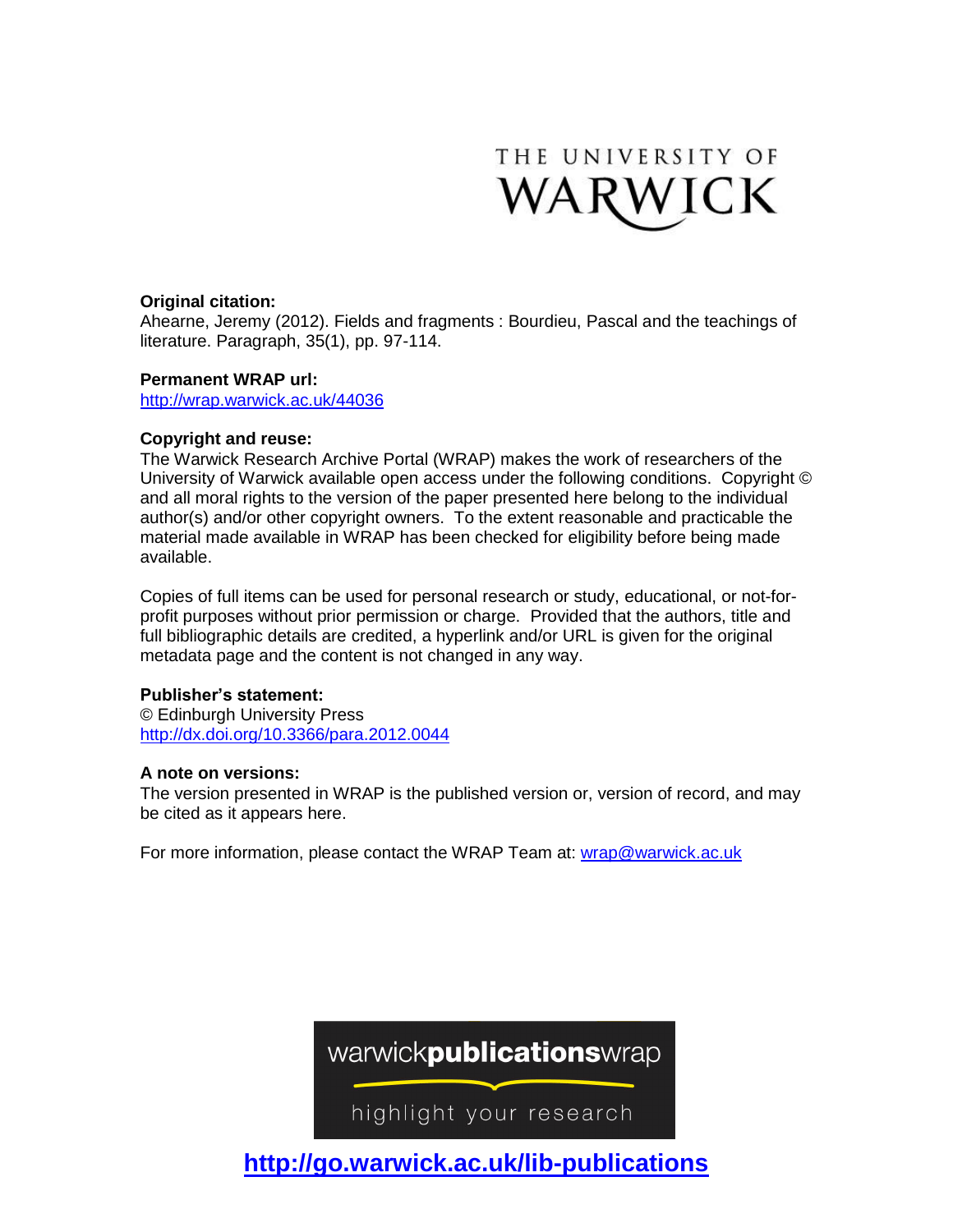THE UNIVERSITY OF WARWICK

**Original citation:**
Ahearne, Jeremy (2012). Fields and fragments : Bourdieu, Pascal and the teachings of literature. Paragraph, 35(1), pp. 97-114.

**Permanent WRAP url:**
http://wrap.warwick.ac.uk/44036

**Copyright and reuse:**
The Warwick Research Archive Portal (WRAP) makes the work of researchers of the University of Warwick available open access under the following conditions. Copyright © and all moral rights to the version of the paper presented here belong to the individual author(s) and/or other copyright owners. To the extent reasonable and practicable the material made available in WRAP has been checked for eligibility before being made available.

Copies of full items can be used for personal research or study, educational, or not-for-profit purposes without prior permission or charge. Provided that the authors, title and full bibliographic details are credited, a hyperlink and/or URL is given for the original metadata page and the content is not changed in any way.

**Publisher's statement:**
© Edinburgh University Press
http://dx.doi.org/10.3366/para.2012.0044

**A note on versions:**
The version presented in WRAP is the published version or, version of record, and may be cited as it appears here.

For more information, please contact the WRAP Team at: wrap@warwick.ac.uk

warwick**publications**wrap

highlight your research

**http://go.warwick.ac.uk/lib-publications**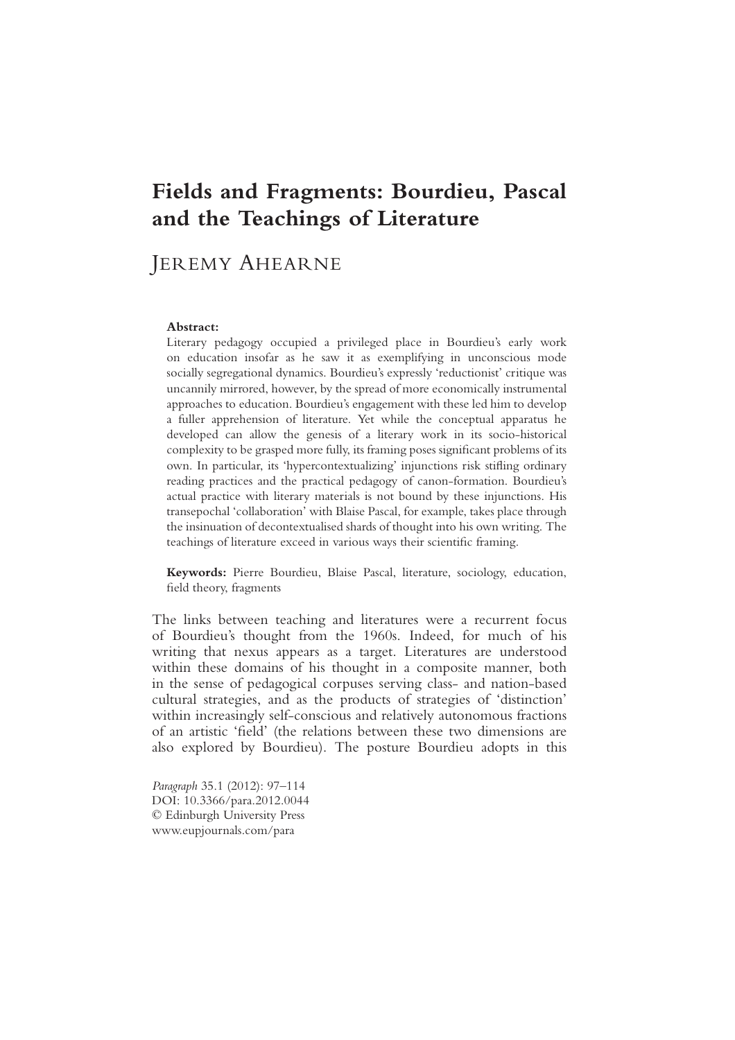# Fields and Fragments: Bourdieu, Pascal and the Teachings of Literature

JEREMY AHEARNE

**Abstract:**

Literary pedagogy occupied a privileged place in Bourdieu's early work on education insofar as he saw it as exemplifying in unconscious mode socially segregational dynamics. Bourdieu's expressly 'reductionist' critique was uncannily mirrored, however, by the spread of more economically instrumental approaches to education. Bourdieu's engagement with these led him to develop a fuller apprehension of literature. Yet while the conceptual apparatus he developed can allow the genesis of a literary work in its socio-historical complexity to be grasped more fully, its framing poses significant problems of its own. In particular, its 'hypercontextualizing' injunctions risk stifling ordinary reading practices and the practical pedagogy of canon-formation. Bourdieu's actual practice with literary materials is not bound by these injunctions. His transepochal 'collaboration' with Blaise Pascal, for example, takes place through the insinuation of decontextualised shards of thought into his own writing. The teachings of literature exceed in various ways their scientific framing.

**Keywords:** Pierre Bourdieu, Blaise Pascal, literature, sociology, education, field theory, fragments

The links between teaching and literatures were a recurrent focus of Bourdieu's thought from the 1960s. Indeed, for much of his writing that nexus appears as a target. Literatures are understood within these domains of his thought in a composite manner, both in the sense of pedagogical corpuses serving class- and nation-based cultural strategies, and as the products of strategies of 'distinction' within increasingly self-conscious and relatively autonomous fractions of an artistic 'field' (the relations between these two dimensions are also explored by Bourdieu). The posture Bourdieu adopts in this

*Paragraph* 35.1 (2012): 97–114
DOI: 10.3366/para.2012.0044
© Edinburgh University Press
www.eupjournals.com/para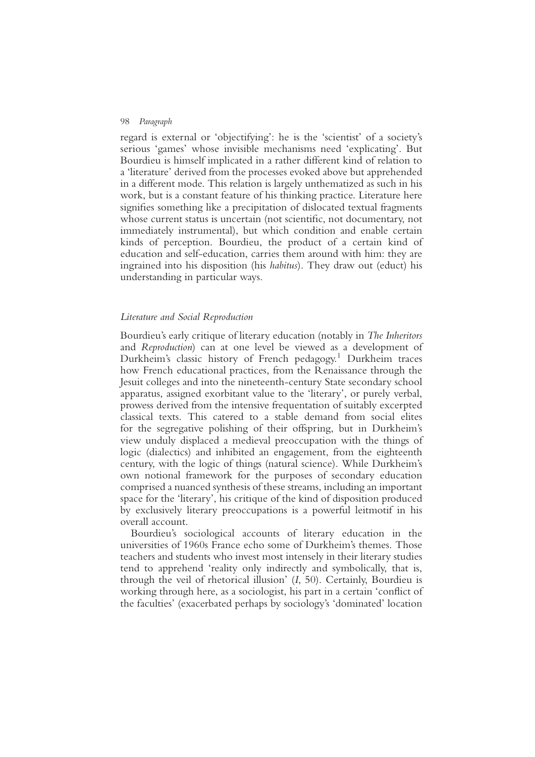regard is external or 'objectifying': he is the 'scientist' of a society's serious 'games' whose invisible mechanisms need 'explicating'. But Bourdieu is himself implicated in a rather different kind of relation to a 'literature' derived from the processes evoked above but apprehended in a different mode. This relation is largely unthematized as such in his work, but is a constant feature of his thinking practice. Literature here signifies something like a precipitation of dislocated textual fragments whose current status is uncertain (not scientific, not documentary, not immediately instrumental), but which condition and enable certain kinds of perception. Bourdieu, the product of a certain kind of education and self-education, carries them around with him: they are ingrained into his disposition (his *habitus*). They draw out (educt) his understanding in particular ways.

## *Literature and Social Reproduction*

Bourdieu's early critique of literary education (notably in *The Inheritors* and *Reproduction*) can at one level be viewed as a development of Durkheim's classic history of French pedagogy.[1] Durkheim traces how French educational practices, from the Renaissance through the Jesuit colleges and into the nineteenth-century State secondary school apparatus, assigned exorbitant value to the 'literary', or purely verbal, prowess derived from the intensive frequentation of suitably excerpted classical texts. This catered to a stable demand from social elites for the segregative polishing of their offspring, but in Durkheim's view unduly displaced a medieval preoccupation with the things of logic (dialectics) and inhibited an engagement, from the eighteenth century, with the logic of things (natural science). While Durkheim's own notional framework for the purposes of secondary education comprised a nuanced synthesis of these streams, including an important space for the 'literary', his critique of the kind of disposition produced by exclusively literary preoccupations is a powerful leitmotif in his overall account.

Bourdieu's sociological accounts of literary education in the universities of 1960s France echo some of Durkheim's themes. Those teachers and students who invest most intensely in their literary studies tend to apprehend 'reality only indirectly and symbolically, that is, through the veil of rhetorical illusion' (*I*, 50). Certainly, Bourdieu is working through here, as a sociologist, his part in a certain 'conflict of the faculties' (exacerbated perhaps by sociology's 'dominated' location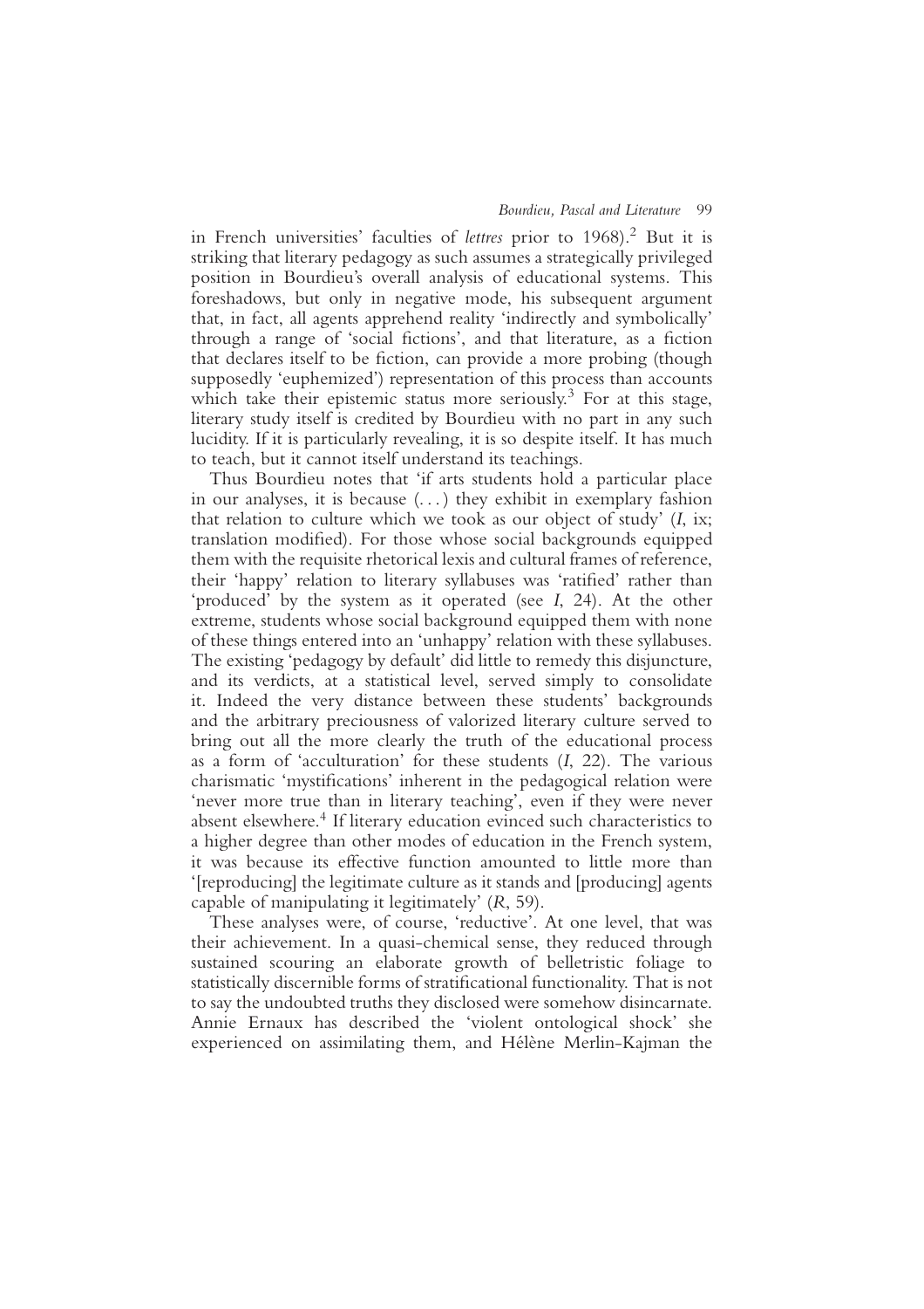in French universities' faculties of *lettres* prior to 1968).[2] But it is striking that literary pedagogy as such assumes a strategically privileged position in Bourdieu's overall analysis of educational systems. This foreshadows, but only in negative mode, his subsequent argument that, in fact, all agents apprehend reality 'indirectly and symbolically' through a range of 'social fictions', and that literature, as a fiction that declares itself to be fiction, can provide a more probing (though supposedly 'euphemized') representation of this process than accounts which take their epistemic status more seriously.[3] For at this stage, literary study itself is credited by Bourdieu with no part in any such lucidity. If it is particularly revealing, it is so despite itself. It has much to teach, but it cannot itself understand its teachings.

Thus Bourdieu notes that 'if arts students hold a particular place in our analyses, it is because (. . .) they exhibit in exemplary fashion that relation to culture which we took as our object of study' (*I*, ix; translation modified). For those whose social backgrounds equipped them with the requisite rhetorical lexis and cultural frames of reference, their 'happy' relation to literary syllabuses was 'ratified' rather than 'produced' by the system as it operated (see *I*, 24). At the other extreme, students whose social background equipped them with none of these things entered into an 'unhappy' relation with these syllabuses. The existing 'pedagogy by default' did little to remedy this disjuncture, and its verdicts, at a statistical level, served simply to consolidate it. Indeed the very distance between these students' backgrounds and the arbitrary preciousness of valorized literary culture served to bring out all the more clearly the truth of the educational process as a form of 'acculturation' for these students (*I*, 22). The various charismatic 'mystifications' inherent in the pedagogical relation were 'never more true than in literary teaching', even if they were never absent elsewhere.[4] If literary education evinced such characteristics to a higher degree than other modes of education in the French system, it was because its effective function amounted to little more than '[reproducing] the legitimate culture as it stands and [producing] agents capable of manipulating it legitimately' (*R*, 59).

These analyses were, of course, 'reductive'. At one level, that was their achievement. In a quasi-chemical sense, they reduced through sustained scouring an elaborate growth of belletristic foliage to statistically discernible forms of stratificational functionality. That is not to say the undoubted truths they disclosed were somehow disincarnate. Annie Ernaux has described the 'violent ontological shock' she experienced on assimilating them, and Hélène Merlin-Kajman the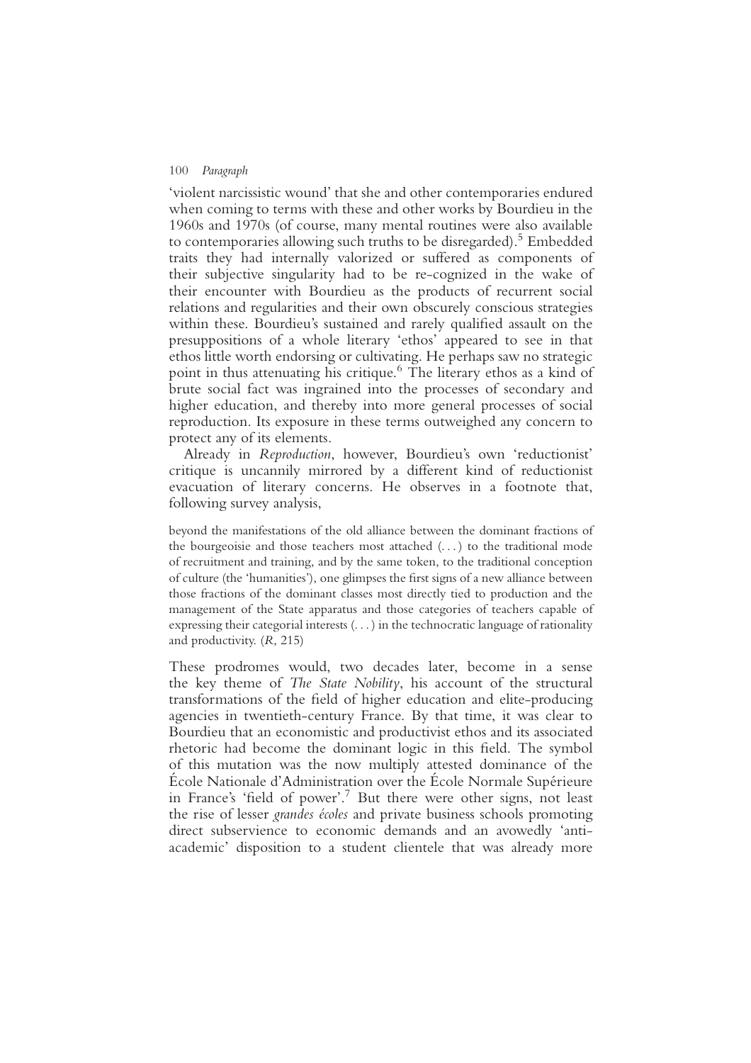'violent narcissistic wound' that she and other contemporaries endured when coming to terms with these and other works by Bourdieu in the 1960s and 1970s (of course, many mental routines were also available to contemporaries allowing such truths to be disregarded).[5] Embedded traits they had internally valorized or suffered as components of their subjective singularity had to be re-cognized in the wake of their encounter with Bourdieu as the products of recurrent social relations and regularities and their own obscurely conscious strategies within these. Bourdieu's sustained and rarely qualified assault on the presuppositions of a whole literary 'ethos' appeared to see in that ethos little worth endorsing or cultivating. He perhaps saw no strategic point in thus attenuating his critique.[6] The literary ethos as a kind of brute social fact was ingrained into the processes of secondary and higher education, and thereby into more general processes of social reproduction. Its exposure in these terms outweighed any concern to protect any of its elements.

Already in *Reproduction*, however, Bourdieu's own 'reductionist' critique is uncannily mirrored by a different kind of reductionist evacuation of literary concerns. He observes in a footnote that, following survey analysis,

> beyond the manifestations of the old alliance between the dominant fractions of the bourgeoisie and those teachers most attached (. . .) to the traditional mode of recruitment and training, and by the same token, to the traditional conception of culture (the 'humanities'), one glimpses the first signs of a new alliance between those fractions of the dominant classes most directly tied to production and the management of the State apparatus and those categories of teachers capable of expressing their categorial interests (. . .) in the technocratic language of rationality and productivity. (*R*, 215)

These prodromes would, two decades later, become in a sense the key theme of *The State Nobility*, his account of the structural transformations of the field of higher education and elite-producing agencies in twentieth-century France. By that time, it was clear to Bourdieu that an economistic and productivist ethos and its associated rhetoric had become the dominant logic in this field. The symbol of this mutation was the now multiply attested dominance of the École Nationale d'Administration over the École Normale Supérieure in France's 'field of power'.[7] But there were other signs, not least the rise of lesser *grandes écoles* and private business schools promoting direct subservience to economic demands and an avowedly 'anti-academic' disposition to a student clientele that was already more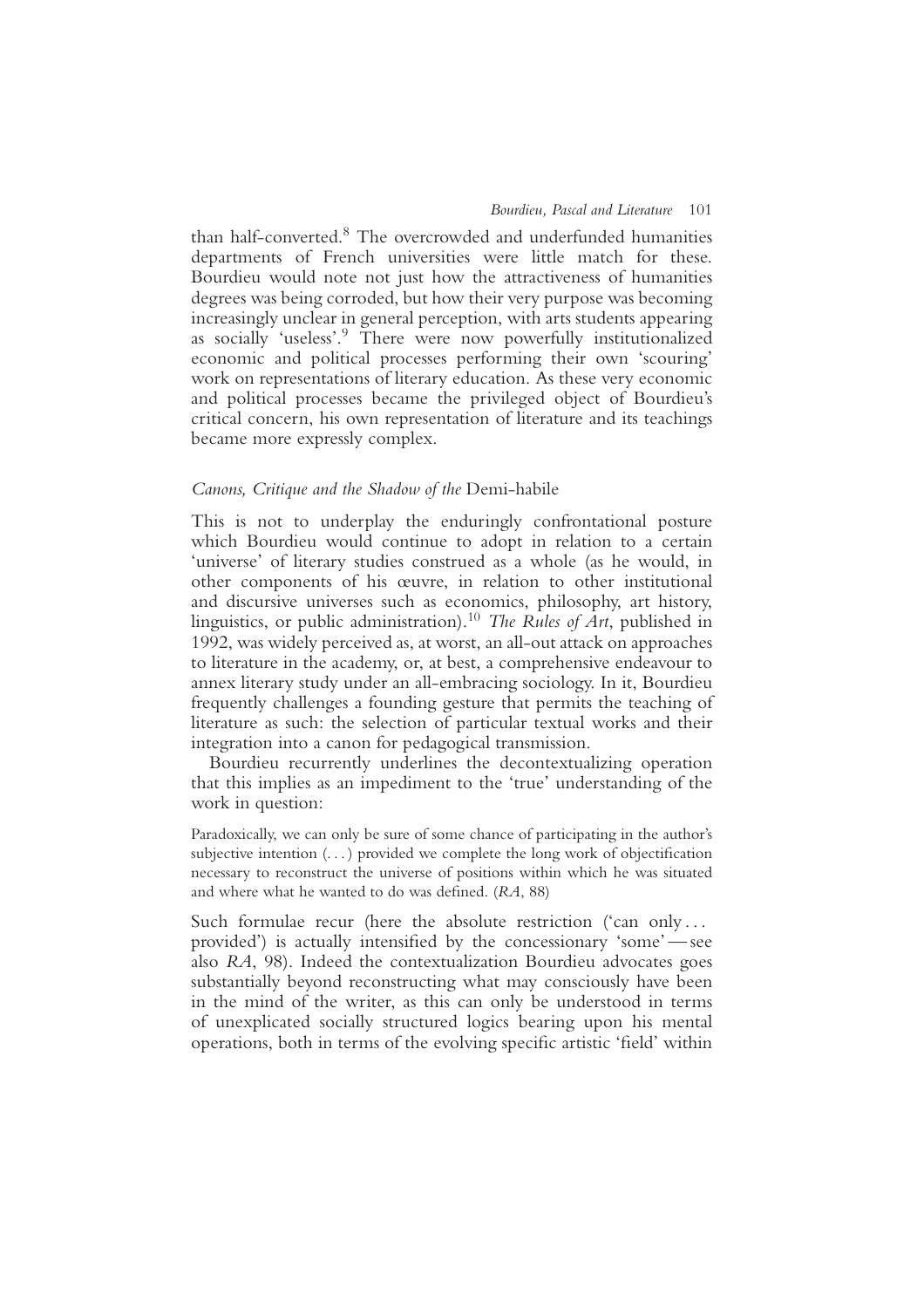than half-converted.[8] The overcrowded and underfunded humanities departments of French universities were little match for these. Bourdieu would note not just how the attractiveness of humanities degrees was being corroded, but how their very purpose was becoming increasingly unclear in general perception, with arts students appearing as socially 'useless'.[9] There were now powerfully institutionalized economic and political processes performing their own 'scouring' work on representations of literary education. As these very economic and political processes became the privileged object of Bourdieu's critical concern, his own representation of literature and its teachings became more expressly complex.

### *Canons, Critique and the Shadow of the* Demi-habile

This is not to underplay the enduringly confrontational posture which Bourdieu would continue to adopt in relation to a certain 'universe' of literary studies construed as a whole (as he would, in other components of his œuvre, in relation to other institutional and discursive universes such as economics, philosophy, art history, linguistics, or public administration).[10] *The Rules of Art*, published in 1992, was widely perceived as, at worst, an all-out attack on approaches to literature in the academy, or, at best, a comprehensive endeavour to annex literary study under an all-embracing sociology. In it, Bourdieu frequently challenges a founding gesture that permits the teaching of literature as such: the selection of particular textual works and their integration into a canon for pedagogical transmission.

Bourdieu recurrently underlines the decontextualizing operation that this implies as an impediment to the 'true' understanding of the work in question:

> Paradoxically, we can only be sure of some chance of participating in the author's subjective intention (...) provided we complete the long work of objectification necessary to reconstruct the universe of positions within which he was situated and where what he wanted to do was defined. (*RA*, 88)

Such formulae recur (here the absolute restriction ('can only ... provided') is actually intensified by the concessionary 'some' — see also *RA*, 98). Indeed the contextualization Bourdieu advocates goes substantially beyond reconstructing what may consciously have been in the mind of the writer, as this can only be understood in terms of unexplicated socially structured logics bearing upon his mental operations, both in terms of the evolving specific artistic 'field' within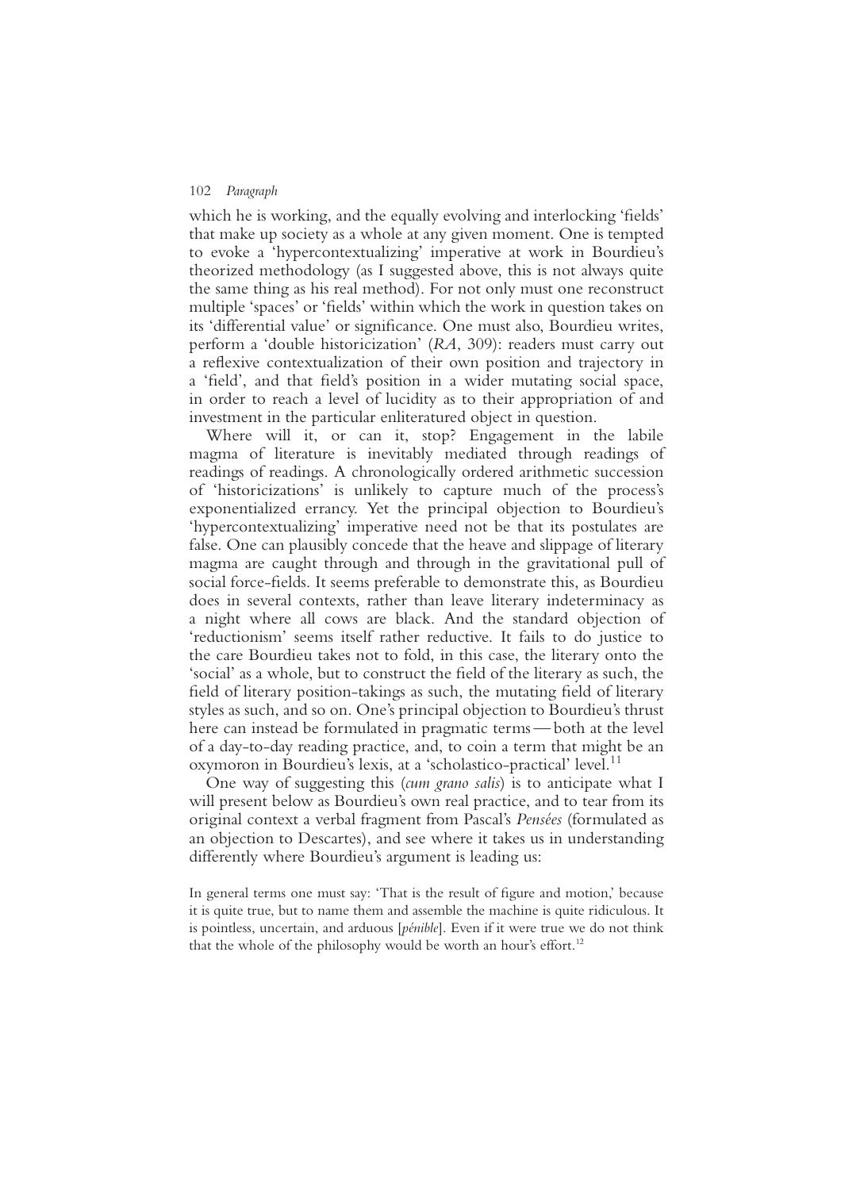which he is working, and the equally evolving and interlocking 'fields' that make up society as a whole at any given moment. One is tempted to evoke a 'hypercontextualizing' imperative at work in Bourdieu's theorized methodology (as I suggested above, this is not always quite the same thing as his real method). For not only must one reconstruct multiple 'spaces' or 'fields' within which the work in question takes on its 'differential value' or significance. One must also, Bourdieu writes, perform a 'double historicization' (*RA*, 309): readers must carry out a reflexive contextualization of their own position and trajectory in a 'field', and that field's position in a wider mutating social space, in order to reach a level of lucidity as to their appropriation of and investment in the particular enliteratured object in question.

Where will it, or can it, stop? Engagement in the labile magma of literature is inevitably mediated through readings of readings of readings. A chronologically ordered arithmetic succession of 'historicizations' is unlikely to capture much of the process's exponentialized errancy. Yet the principal objection to Bourdieu's 'hypercontextualizing' imperative need not be that its postulates are false. One can plausibly concede that the heave and slippage of literary magma are caught through and through in the gravitational pull of social force-fields. It seems preferable to demonstrate this, as Bourdieu does in several contexts, rather than leave literary indeterminacy as a night where all cows are black. And the standard objection of 'reductionism' seems itself rather reductive. It fails to do justice to the care Bourdieu takes not to fold, in this case, the literary onto the 'social' as a whole, but to construct the field of the literary as such, the field of literary position-takings as such, the mutating field of literary styles as such, and so on. One's principal objection to Bourdieu's thrust here can instead be formulated in pragmatic terms — both at the level of a day-to-day reading practice, and, to coin a term that might be an oxymoron in Bourdieu's lexis, at a 'scholastico-practical' level.[11]

One way of suggesting this (*cum grano salis*) is to anticipate what I will present below as Bourdieu's own real practice, and to tear from its original context a verbal fragment from Pascal's *Pensées* (formulated as an objection to Descartes), and see where it takes us in understanding differently where Bourdieu's argument is leading us:

> In general terms one must say: 'That is the result of figure and motion,' because it is quite true, but to name them and assemble the machine is quite ridiculous. It is pointless, uncertain, and arduous [*pénible*]. Even if it were true we do not think that the whole of the philosophy would be worth an hour's effort.[12]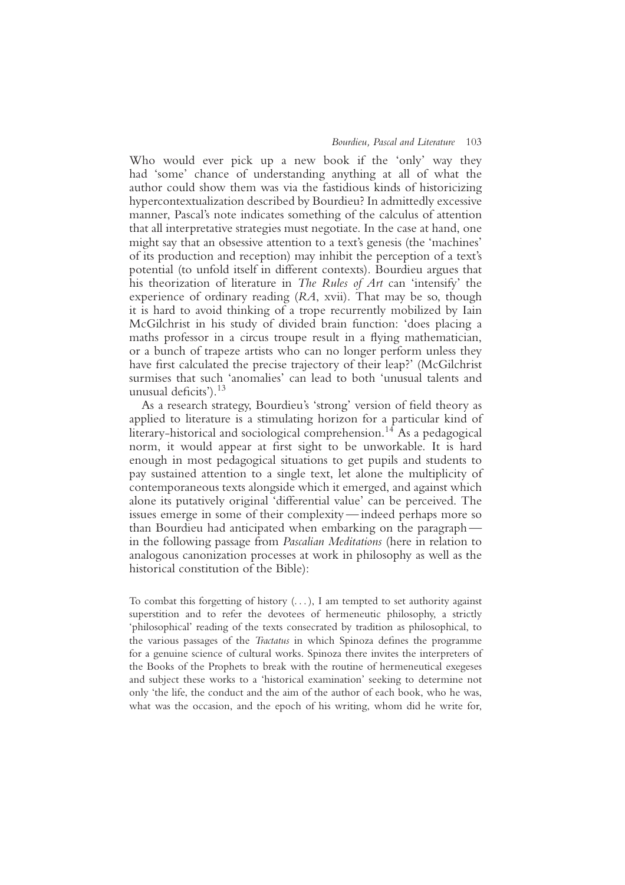Who would ever pick up a new book if the 'only' way they had 'some' chance of understanding anything at all of what the author could show them was via the fastidious kinds of historicizing hypercontextualization described by Bourdieu? In admittedly excessive manner, Pascal's note indicates something of the calculus of attention that all interpretative strategies must negotiate. In the case at hand, one might say that an obsessive attention to a text's genesis (the 'machines' of its production and reception) may inhibit the perception of a text's potential (to unfold itself in different contexts). Bourdieu argues that his theorization of literature in *The Rules of Art* can 'intensify' the experience of ordinary reading (*RA*, xvii). That may be so, though it is hard to avoid thinking of a trope recurrently mobilized by Iain McGilchrist in his study of divided brain function: 'does placing a maths professor in a circus troupe result in a flying mathematician, or a bunch of trapeze artists who can no longer perform unless they have first calculated the precise trajectory of their leap?' (McGilchrist surmises that such 'anomalies' can lead to both 'unusual talents and unusual deficits').[13]

As a research strategy, Bourdieu's 'strong' version of field theory as applied to literature is a stimulating horizon for a particular kind of literary-historical and sociological comprehension.[14] As a pedagogical norm, it would appear at first sight to be unworkable. It is hard enough in most pedagogical situations to get pupils and students to pay sustained attention to a single text, let alone the multiplicity of contemporaneous texts alongside which it emerged, and against which alone its putatively original 'differential value' can be perceived. The issues emerge in some of their complexity — indeed perhaps more so than Bourdieu had anticipated when embarking on the paragraph — in the following passage from *Pascalian Meditations* (here in relation to analogous canonization processes at work in philosophy as well as the historical constitution of the Bible):

> To combat this forgetting of history (. . .), I am tempted to set authority against superstition and to refer the devotees of hermeneutic philosophy, a strictly 'philosophical' reading of the texts consecrated by tradition as philosophical, to the various passages of the *Tractatus* in which Spinoza defines the programme for a genuine science of cultural works. Spinoza there invites the interpreters of the Books of the Prophets to break with the routine of hermeneutical exegeses and subject these works to a 'historical examination' seeking to determine not only 'the life, the conduct and the aim of the author of each book, who he was, what was the occasion, and the epoch of his writing, whom did he write for,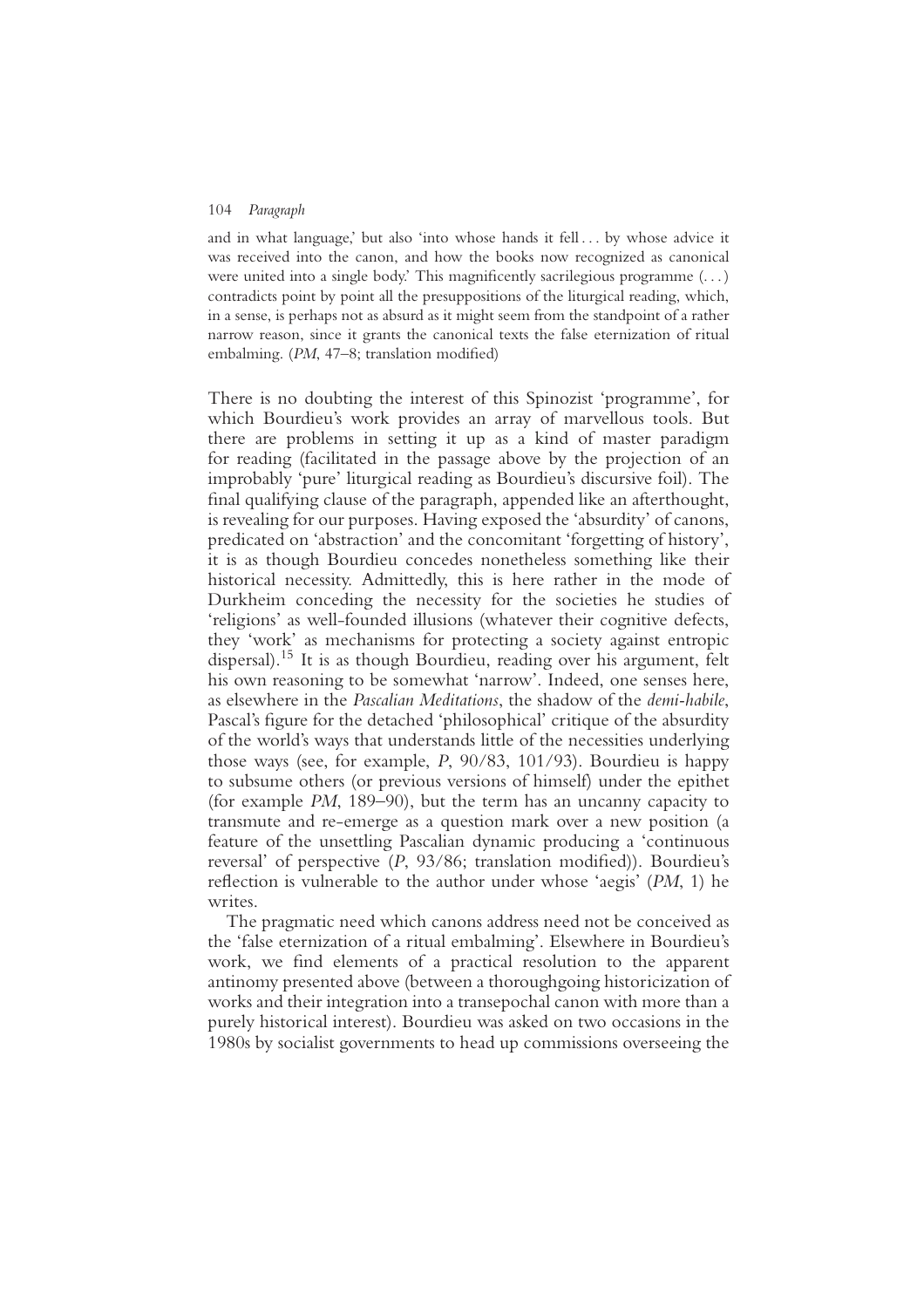and in what language,' but also 'into whose hands it fell . . . by whose advice it was received into the canon, and how the books now recognized as canonical were united into a single body.' This magnificently sacrilegious programme (. . .) contradicts point by point all the presuppositions of the liturgical reading, which, in a sense, is perhaps not as absurd as it might seem from the standpoint of a rather narrow reason, since it grants the canonical texts the false eternization of ritual embalming. (*PM*, 47–8; translation modified)

There is no doubting the interest of this Spinozist 'programme', for which Bourdieu's work provides an array of marvellous tools. But there are problems in setting it up as a kind of master paradigm for reading (facilitated in the passage above by the projection of an improbably 'pure' liturgical reading as Bourdieu's discursive foil). The final qualifying clause of the paragraph, appended like an afterthought, is revealing for our purposes. Having exposed the 'absurdity' of canons, predicated on 'abstraction' and the concomitant 'forgetting of history', it is as though Bourdieu concedes nonetheless something like their historical necessity. Admittedly, this is here rather in the mode of Durkheim conceding the necessity for the societies he studies of 'religions' as well-founded illusions (whatever their cognitive defects, they 'work' as mechanisms for protecting a society against entropic dispersal).[15] It is as though Bourdieu, reading over his argument, felt his own reasoning to be somewhat 'narrow'. Indeed, one senses here, as elsewhere in the *Pascalian Meditations*, the shadow of the *demi-habile*, Pascal's figure for the detached 'philosophical' critique of the absurdity of the world's ways that understands little of the necessities underlying those ways (see, for example, *P*, 90/83, 101/93). Bourdieu is happy to subsume others (or previous versions of himself) under the epithet (for example *PM*, 189–90), but the term has an uncanny capacity to transmute and re-emerge as a question mark over a new position (a feature of the unsettling Pascalian dynamic producing a 'continuous reversal' of perspective (*P*, 93/86; translation modified)). Bourdieu's reflection is vulnerable to the author under whose 'aegis' (*PM*, 1) he writes.

The pragmatic need which canons address need not be conceived as the 'false eternization of a ritual embalming'. Elsewhere in Bourdieu's work, we find elements of a practical resolution to the apparent antinomy presented above (between a thoroughgoing historicization of works and their integration into a transepochal canon with more than a purely historical interest). Bourdieu was asked on two occasions in the 1980s by socialist governments to head up commissions overseeing the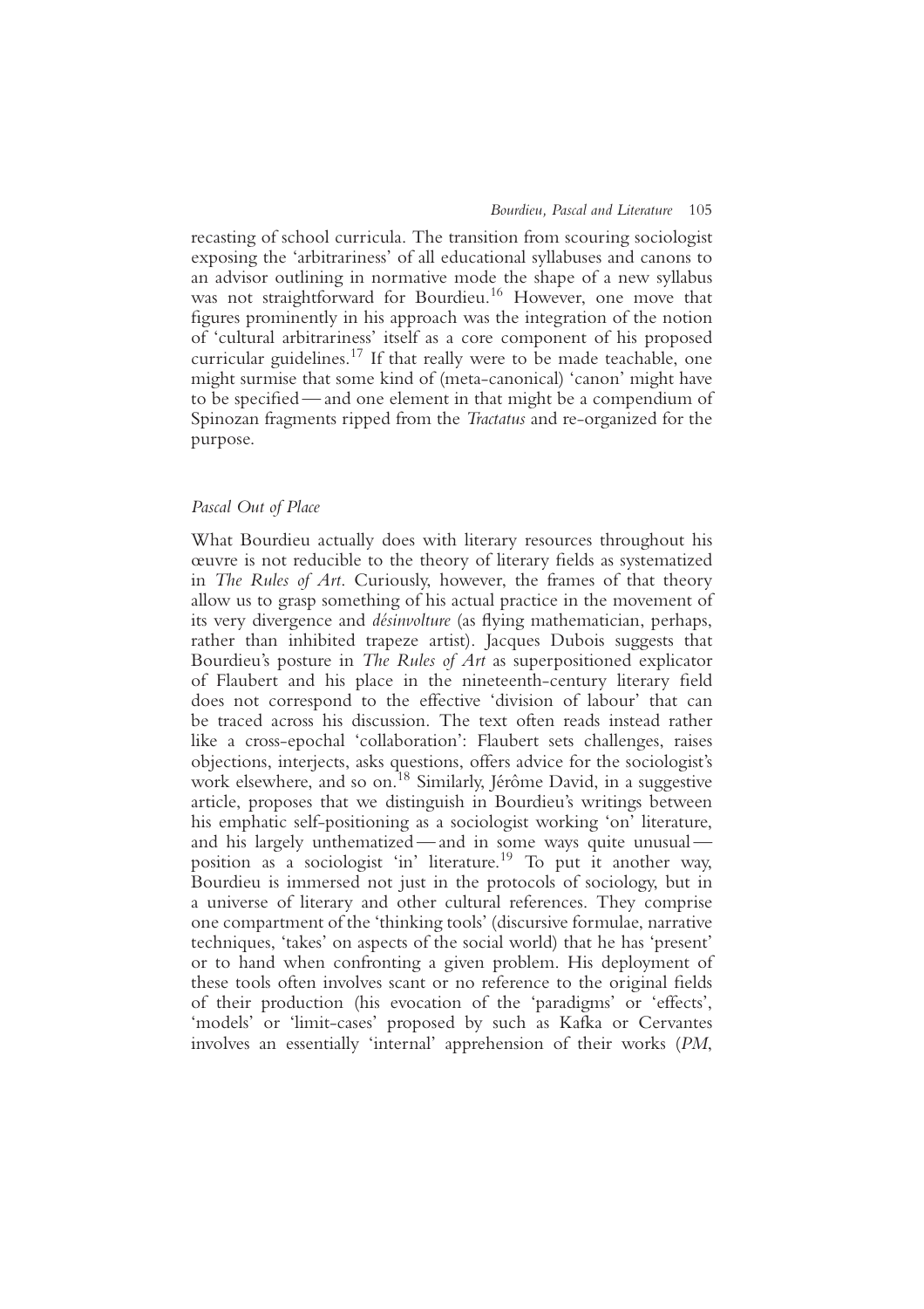recasting of school curricula. The transition from scouring sociologist exposing the 'arbitrariness' of all educational syllabuses and canons to an advisor outlining in normative mode the shape of a new syllabus was not straightforward for Bourdieu.[16] However, one move that figures prominently in his approach was the integration of the notion of 'cultural arbitrariness' itself as a core component of his proposed curricular guidelines.[17] If that really were to be made teachable, one might surmise that some kind of (meta-canonical) 'canon' might have to be specified — and one element in that might be a compendium of Spinozan fragments ripped from the *Tractatus* and re-organized for the purpose.

## *Pascal Out of Place*

What Bourdieu actually does with literary resources throughout his œuvre is not reducible to the theory of literary fields as systematized in *The Rules of Art*. Curiously, however, the frames of that theory allow us to grasp something of his actual practice in the movement of its very divergence and *désinvolture* (as flying mathematician, perhaps, rather than inhibited trapeze artist). Jacques Dubois suggests that Bourdieu's posture in *The Rules of Art* as superpositioned explicator of Flaubert and his place in the nineteenth-century literary field does not correspond to the effective 'division of labour' that can be traced across his discussion. The text often reads instead rather like a cross-epochal 'collaboration': Flaubert sets challenges, raises objections, interjects, asks questions, offers advice for the sociologist's work elsewhere, and so on.[18] Similarly, Jérôme David, in a suggestive article, proposes that we distinguish in Bourdieu's writings between his emphatic self-positioning as a sociologist working 'on' literature, and his largely unthematized — and in some ways quite unusual — position as a sociologist 'in' literature.[19] To put it another way, Bourdieu is immersed not just in the protocols of sociology, but in a universe of literary and other cultural references. They comprise one compartment of the 'thinking tools' (discursive formulae, narrative techniques, 'takes' on aspects of the social world) that he has 'present' or to hand when confronting a given problem. His deployment of these tools often involves scant or no reference to the original fields of their production (his evocation of the 'paradigms' or 'effects', 'models' or 'limit-cases' proposed by such as Kafka or Cervantes involves an essentially 'internal' apprehension of their works (*PM*,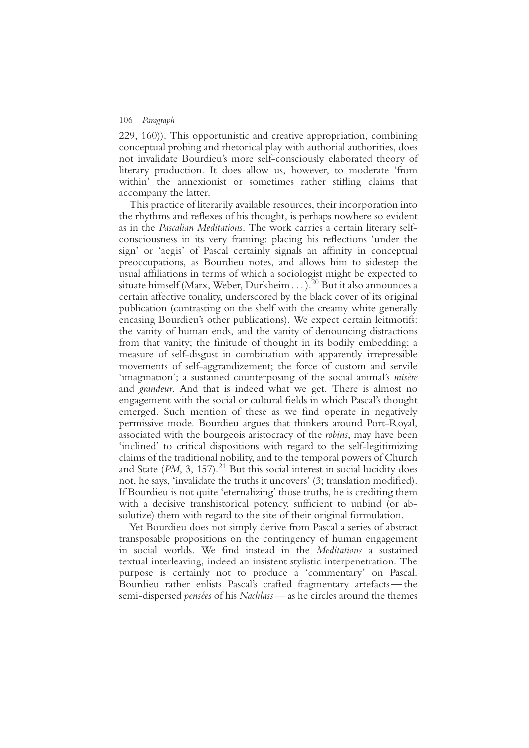229, 160)). This opportunistic and creative appropriation, combining conceptual probing and rhetorical play with authorial authorities, does not invalidate Bourdieu's more self-consciously elaborated theory of literary production. It does allow us, however, to moderate 'from within' the annexionist or sometimes rather stifling claims that accompany the latter.

This practice of literarily available resources, their incorporation into the rhythms and reflexes of his thought, is perhaps nowhere so evident as in the *Pascalian Meditations*. The work carries a certain literary self-consciousness in its very framing: placing his reflections 'under the sign' or 'aegis' of Pascal certainly signals an affinity in conceptual preoccupations, as Bourdieu notes, and allows him to sidestep the usual affiliations in terms of which a sociologist might be expected to situate himself (Marx, Weber, Durkheim . . . ).[20] But it also announces a certain affective tonality, underscored by the black cover of its original publication (contrasting on the shelf with the creamy white generally encasing Bourdieu's other publications). We expect certain leitmotifs: the vanity of human ends, and the vanity of denouncing distractions from that vanity; the finitude of thought in its bodily embedding; a measure of self-disgust in combination with apparently irrepressible movements of self-aggrandizement; the force of custom and servile 'imagination'; a sustained counterposing of the social animal's *misère* and *grandeur*. And that is indeed what we get. There is almost no engagement with the social or cultural fields in which Pascal's thought emerged. Such mention of these as we find operate in negatively permissive mode. Bourdieu argues that thinkers around Port-Royal, associated with the bourgeois aristocracy of the *robins*, may have been 'inclined' to critical dispositions with regard to the self-legitimizing claims of the traditional nobility, and to the temporal powers of Church and State (*PM*, 3, 157).[21] But this social interest in social lucidity does not, he says, 'invalidate the truths it uncovers' (3; translation modified). If Bourdieu is not quite 'eternalizing' those truths, he is crediting them with a decisive transhistorical potency, sufficient to unbind (or absolutize) them with regard to the site of their original formulation.

Yet Bourdieu does not simply derive from Pascal a series of abstract transposable propositions on the contingency of human engagement in social worlds. We find instead in the *Meditations* a sustained textual interleaving, indeed an insistent stylistic interpenetration. The purpose is certainly not to produce a 'commentary' on Pascal. Bourdieu rather enlists Pascal's crafted fragmentary artefacts — the semi-dispersed *pensées* of his *Nachlass* — as he circles around the themes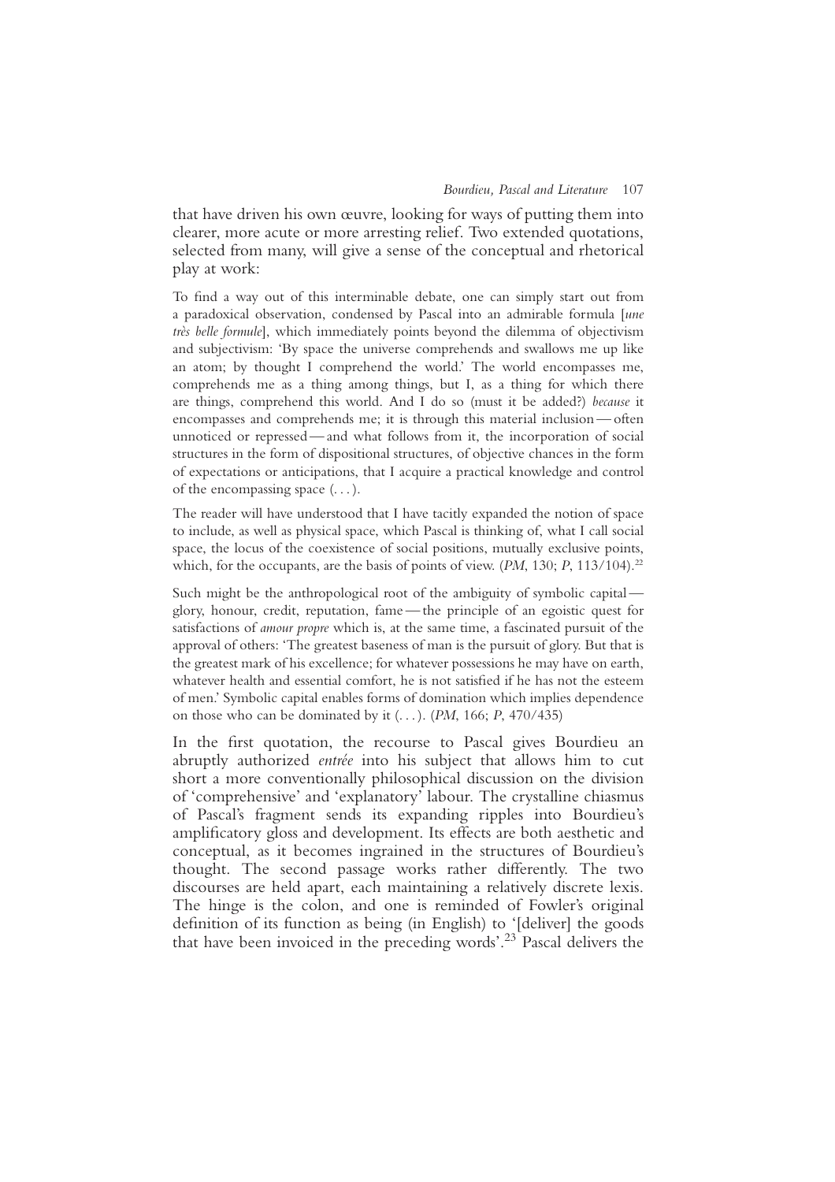that have driven his own œuvre, looking for ways of putting them into clearer, more acute or more arresting relief. Two extended quotations, selected from many, will give a sense of the conceptual and rhetorical play at work:

> To find a way out of this interminable debate, one can simply start out from a paradoxical observation, condensed by Pascal into an admirable formula [*une très belle formule*], which immediately points beyond the dilemma of objectivism and subjectivism: 'By space the universe comprehends and swallows me up like an atom; by thought I comprehend the world.' The world encompasses me, comprehends me as a thing among things, but I, as a thing for which there are things, comprehend this world. And I do so (must it be added?) *because* it encompasses and comprehends me; it is through this material inclusion — often unnoticed or repressed — and what follows from it, the incorporation of social structures in the form of dispositional structures, of objective chances in the form of expectations or anticipations, that I acquire a practical knowledge and control of the encompassing space (. . .).
>
> The reader will have understood that I have tacitly expanded the notion of space to include, as well as physical space, which Pascal is thinking of, what I call social space, the locus of the coexistence of social positions, mutually exclusive points, which, for the occupants, are the basis of points of view. (*PM*, 130; *P*, 113/104).[22]
>
> Such might be the anthropological root of the ambiguity of symbolic capital — glory, honour, credit, reputation, fame — the principle of an egoistic quest for satisfactions of *amour propre* which is, at the same time, a fascinated pursuit of the approval of others: 'The greatest baseness of man is the pursuit of glory. But that is the greatest mark of his excellence; for whatever possessions he may have on earth, whatever health and essential comfort, he is not satisfied if he has not the esteem of men.' Symbolic capital enables forms of domination which implies dependence on those who can be dominated by it (. . .). (*PM*, 166; *P*, 470/435)

In the first quotation, the recourse to Pascal gives Bourdieu an abruptly authorized *entrée* into his subject that allows him to cut short a more conventionally philosophical discussion on the division of 'comprehensive' and 'explanatory' labour. The crystalline chiasmus of Pascal's fragment sends its expanding ripples into Bourdieu's amplificatory gloss and development. Its effects are both aesthetic and conceptual, as it becomes ingrained in the structures of Bourdieu's thought. The second passage works rather differently. The two discourses are held apart, each maintaining a relatively discrete lexis. The hinge is the colon, and one is reminded of Fowler's original definition of its function as being (in English) to '[deliver] the goods that have been invoiced in the preceding words'.[23] Pascal delivers the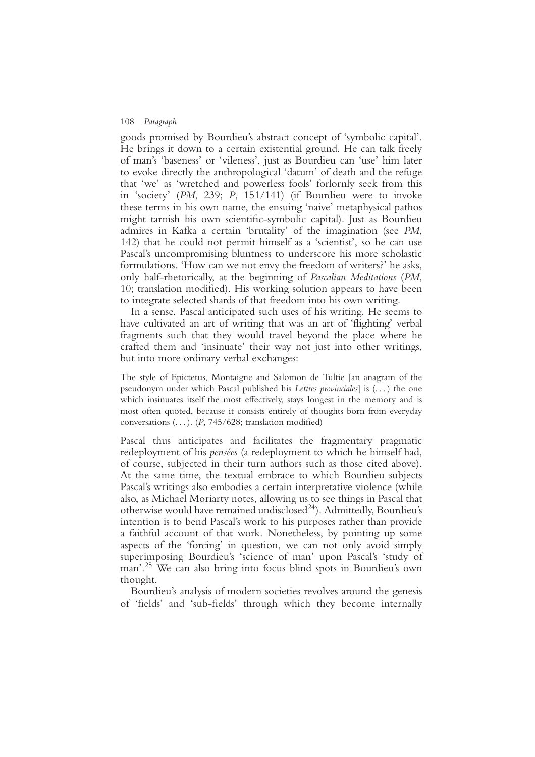goods promised by Bourdieu's abstract concept of 'symbolic capital'. He brings it down to a certain existential ground. He can talk freely of man's 'baseness' or 'vileness', just as Bourdieu can 'use' him later to evoke directly the anthropological 'datum' of death and the refuge that 'we' as 'wretched and powerless fools' forlornly seek from this in 'society' (*PM*, 239; *P*, 151/141) (if Bourdieu were to invoke these terms in his own name, the ensuing 'naive' metaphysical pathos might tarnish his own scientific-symbolic capital). Just as Bourdieu admires in Kafka a certain 'brutality' of the imagination (see *PM*, 142) that he could not permit himself as a 'scientist', so he can use Pascal's uncompromising bluntness to underscore his more scholastic formulations. 'How can we not envy the freedom of writers?' he asks, only half-rhetorically, at the beginning of *Pascalian Meditations* (*PM*, 10; translation modified). His working solution appears to have been to integrate selected shards of that freedom into his own writing.

In a sense, Pascal anticipated such uses of his writing. He seems to have cultivated an art of writing that was an art of 'flighting' verbal fragments such that they would travel beyond the place where he crafted them and 'insinuate' their way not just into other writings, but into more ordinary verbal exchanges:

> The style of Epictetus, Montaigne and Salomon de Tultie [an anagram of the pseudonym under which Pascal published his *Lettres provinciales*] is (. . .) the one which insinuates itself the most effectively, stays longest in the memory and is most often quoted, because it consists entirely of thoughts born from everyday conversations (. . .). (*P*, 745/628; translation modified)

Pascal thus anticipates and facilitates the fragmentary pragmatic redeployment of his *pensées* (a redeployment to which he himself had, of course, subjected in their turn authors such as those cited above). At the same time, the textual embrace to which Bourdieu subjects Pascal's writings also embodies a certain interpretative violence (while also, as Michael Moriarty notes, allowing us to see things in Pascal that otherwise would have remained undisclosed[24]). Admittedly, Bourdieu's intention is to bend Pascal's work to his purposes rather than provide a faithful account of that work. Nonetheless, by pointing up some aspects of the 'forcing' in question, we can not only avoid simply superimposing Bourdieu's 'science of man' upon Pascal's 'study of man'.[25] We can also bring into focus blind spots in Bourdieu's own thought.

Bourdieu's analysis of modern societies revolves around the genesis of 'fields' and 'sub-fields' through which they become internally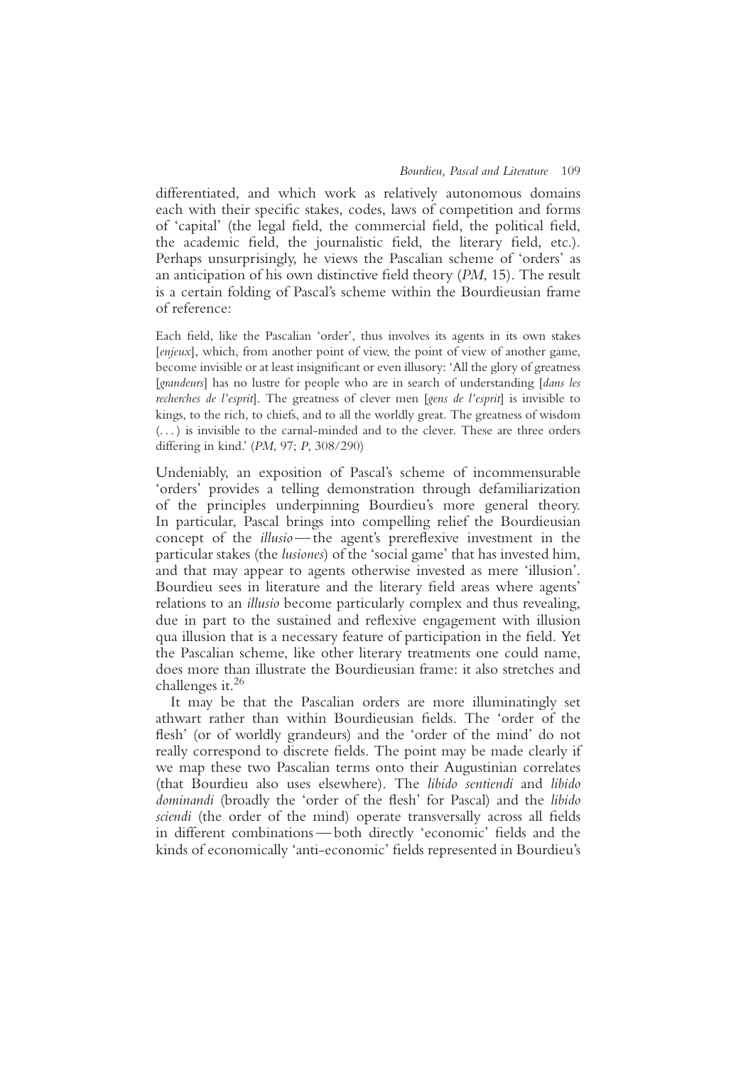differentiated, and which work as relatively autonomous domains each with their specific stakes, codes, laws of competition and forms of 'capital' (the legal field, the commercial field, the political field, the academic field, the journalistic field, the literary field, etc.). Perhaps unsurprisingly, he views the Pascalian scheme of 'orders' as an anticipation of his own distinctive field theory (*PM*, 15). The result is a certain folding of Pascal's scheme within the Bourdieusian frame of reference:

> Each field, like the Pascalian 'order', thus involves its agents in its own stakes [*enjeux*], which, from another point of view, the point of view of another game, become invisible or at least insignificant or even illusory: 'All the glory of greatness [*grandeurs*] has no lustre for people who are in search of understanding [*dans les recherches de l'esprit*]. The greatness of clever men [*gens de l'esprit*] is invisible to kings, to the rich, to chiefs, and to all the worldly great. The greatness of wisdom (. . .) is invisible to the carnal-minded and to the clever. These are three orders differing in kind.' (*PM*, 97; *P*, 308/290)

Undeniably, an exposition of Pascal's scheme of incommensurable 'orders' provides a telling demonstration through defamiliarization of the principles underpinning Bourdieu's more general theory. In particular, Pascal brings into compelling relief the Bourdieusian concept of the *illusio* — the agent's prereflexive investment in the particular stakes (the *lusiones*) of the 'social game' that has invested him, and that may appear to agents otherwise invested as mere 'illusion'. Bourdieu sees in literature and the literary field areas where agents' relations to an *illusio* become particularly complex and thus revealing, due in part to the sustained and reflexive engagement with illusion qua illusion that is a necessary feature of participation in the field. Yet the Pascalian scheme, like other literary treatments one could name, does more than illustrate the Bourdieusian frame: it also stretches and challenges it.[26]

It may be that the Pascalian orders are more illuminatingly set athwart rather than within Bourdieusian fields. The 'order of the flesh' (or of worldly grandeurs) and the 'order of the mind' do not really correspond to discrete fields. The point may be made clearly if we map these two Pascalian terms onto their Augustinian correlates (that Bourdieu also uses elsewhere). The *libido sentiendi* and *libido dominandi* (broadly the 'order of the flesh' for Pascal) and the *libido sciendi* (the order of the mind) operate transversally across all fields in different combinations — both directly 'economic' fields and the kinds of economically 'anti-economic' fields represented in Bourdieu's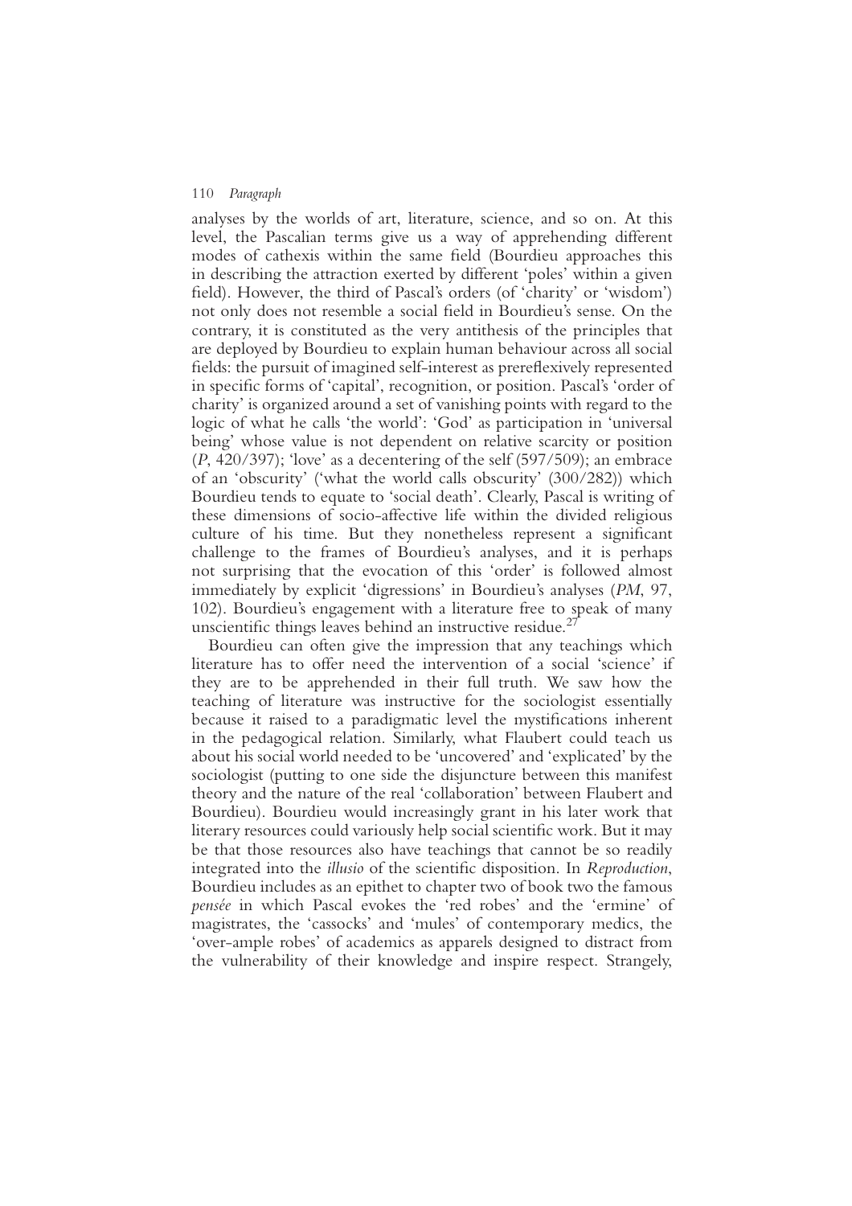analyses by the worlds of art, literature, science, and so on. At this level, the Pascalian terms give us a way of apprehending different modes of cathexis within the same field (Bourdieu approaches this in describing the attraction exerted by different 'poles' within a given field). However, the third of Pascal's orders (of 'charity' or 'wisdom') not only does not resemble a social field in Bourdieu's sense. On the contrary, it is constituted as the very antithesis of the principles that are deployed by Bourdieu to explain human behaviour across all social fields: the pursuit of imagined self-interest as prereflexively represented in specific forms of 'capital', recognition, or position. Pascal's 'order of charity' is organized around a set of vanishing points with regard to the logic of what he calls 'the world': 'God' as participation in 'universal being' whose value is not dependent on relative scarcity or position (*P*, 420/397); 'love' as a decentering of the self (597/509); an embrace of an 'obscurity' ('what the world calls obscurity' (300/282)) which Bourdieu tends to equate to 'social death'. Clearly, Pascal is writing of these dimensions of socio-affective life within the divided religious culture of his time. But they nonetheless represent a significant challenge to the frames of Bourdieu's analyses, and it is perhaps not surprising that the evocation of this 'order' is followed almost immediately by explicit 'digressions' in Bourdieu's analyses (*PM*, 97, 102). Bourdieu's engagement with a literature free to speak of many unscientific things leaves behind an instructive residue.[27]

Bourdieu can often give the impression that any teachings which literature has to offer need the intervention of a social 'science' if they are to be apprehended in their full truth. We saw how the teaching of literature was instructive for the sociologist essentially because it raised to a paradigmatic level the mystifications inherent in the pedagogical relation. Similarly, what Flaubert could teach us about his social world needed to be 'uncovered' and 'explicated' by the sociologist (putting to one side the disjuncture between this manifest theory and the nature of the real 'collaboration' between Flaubert and Bourdieu). Bourdieu would increasingly grant in his later work that literary resources could variously help social scientific work. But it may be that those resources also have teachings that cannot be so readily integrated into the *illusio* of the scientific disposition. In *Reproduction*, Bourdieu includes as an epithet to chapter two of book two the famous *pensée* in which Pascal evokes the 'red robes' and the 'ermine' of magistrates, the 'cassocks' and 'mules' of contemporary medics, the 'over-ample robes' of academics as apparels designed to distract from the vulnerability of their knowledge and inspire respect. Strangely,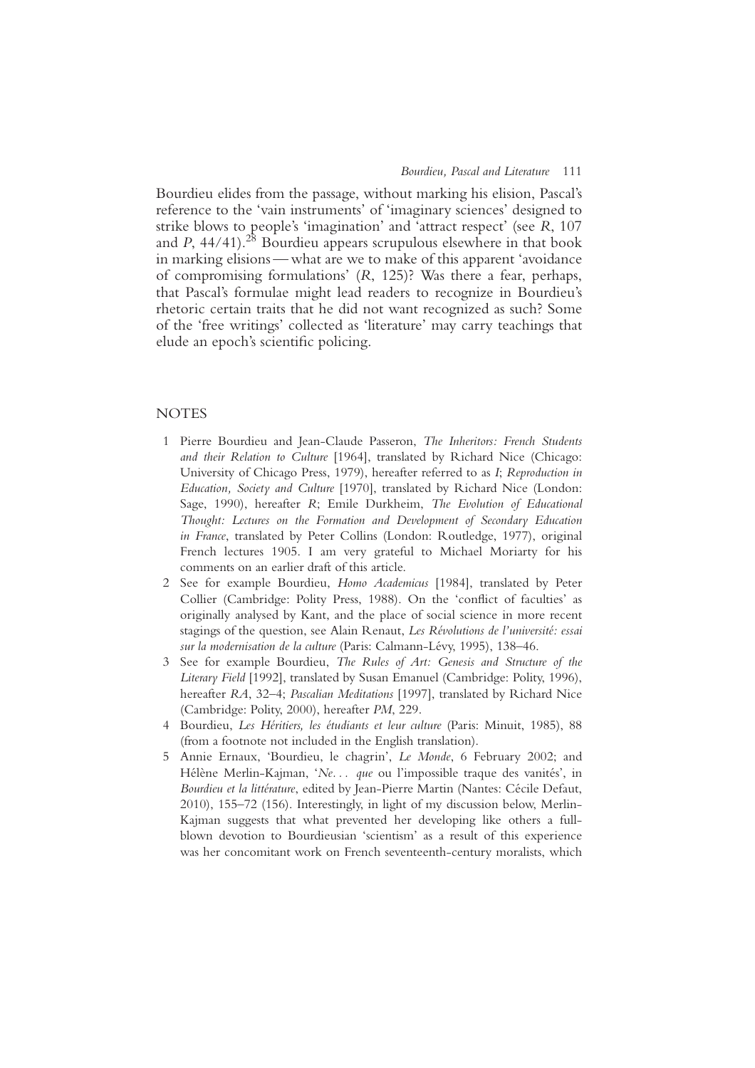Bourdieu elides from the passage, without marking his elision, Pascal's reference to the 'vain instruments' of 'imaginary sciences' designed to strike blows to people's 'imagination' and 'attract respect' (see *R*, 107 and *P*, 44/41).[28] Bourdieu appears scrupulous elsewhere in that book in marking elisions — what are we to make of this apparent 'avoidance of compromising formulations' (*R*, 125)? Was there a fear, perhaps, that Pascal's formulae might lead readers to recognize in Bourdieu's rhetoric certain traits that he did not want recognized as such? Some of the 'free writings' collected as 'literature' may carry teachings that elude an epoch's scientific policing.

## NOTES

1. Pierre Bourdieu and Jean-Claude Passeron, *The Inheritors: French Students and their Relation to Culture* [1964], translated by Richard Nice (Chicago: University of Chicago Press, 1979), hereafter referred to as *I*; *Reproduction in Education, Society and Culture* [1970], translated by Richard Nice (London: Sage, 1990), hereafter *R*; Emile Durkheim, *The Evolution of Educational Thought: Lectures on the Formation and Development of Secondary Education in France*, translated by Peter Collins (London: Routledge, 1977), original French lectures 1905. I am very grateful to Michael Moriarty for his comments on an earlier draft of this article.
2. See for example Bourdieu, *Homo Academicus* [1984], translated by Peter Collier (Cambridge: Polity Press, 1988). On the 'conflict of faculties' as originally analysed by Kant, and the place of social science in more recent stagings of the question, see Alain Renaut, *Les Révolutions de l'université: essai sur la modernisation de la culture* (Paris: Calmann-Lévy, 1995), 138–46.
3. See for example Bourdieu, *The Rules of Art: Genesis and Structure of the Literary Field* [1992], translated by Susan Emanuel (Cambridge: Polity, 1996), hereafter *RA*, 32–4; *Pascalian Meditations* [1997], translated by Richard Nice (Cambridge: Polity, 2000), hereafter *PM*, 229.
4. Bourdieu, *Les Héritiers, les étudiants et leur culture* (Paris: Minuit, 1985), 88 (from a footnote not included in the English translation).
5. Annie Ernaux, 'Bourdieu, le chagrin', *Le Monde*, 6 February 2002; and Hélène Merlin-Kajman, '*Ne… que* ou l'impossible traque des vanités', in *Bourdieu et la littérature*, edited by Jean-Pierre Martin (Nantes: Cécile Defaut, 2010), 155–72 (156). Interestingly, in light of my discussion below, Merlin-Kajman suggests that what prevented her developing like others a full-blown devotion to Bourdieusian 'scientism' as a result of this experience was her concomitant work on French seventeenth-century moralists, which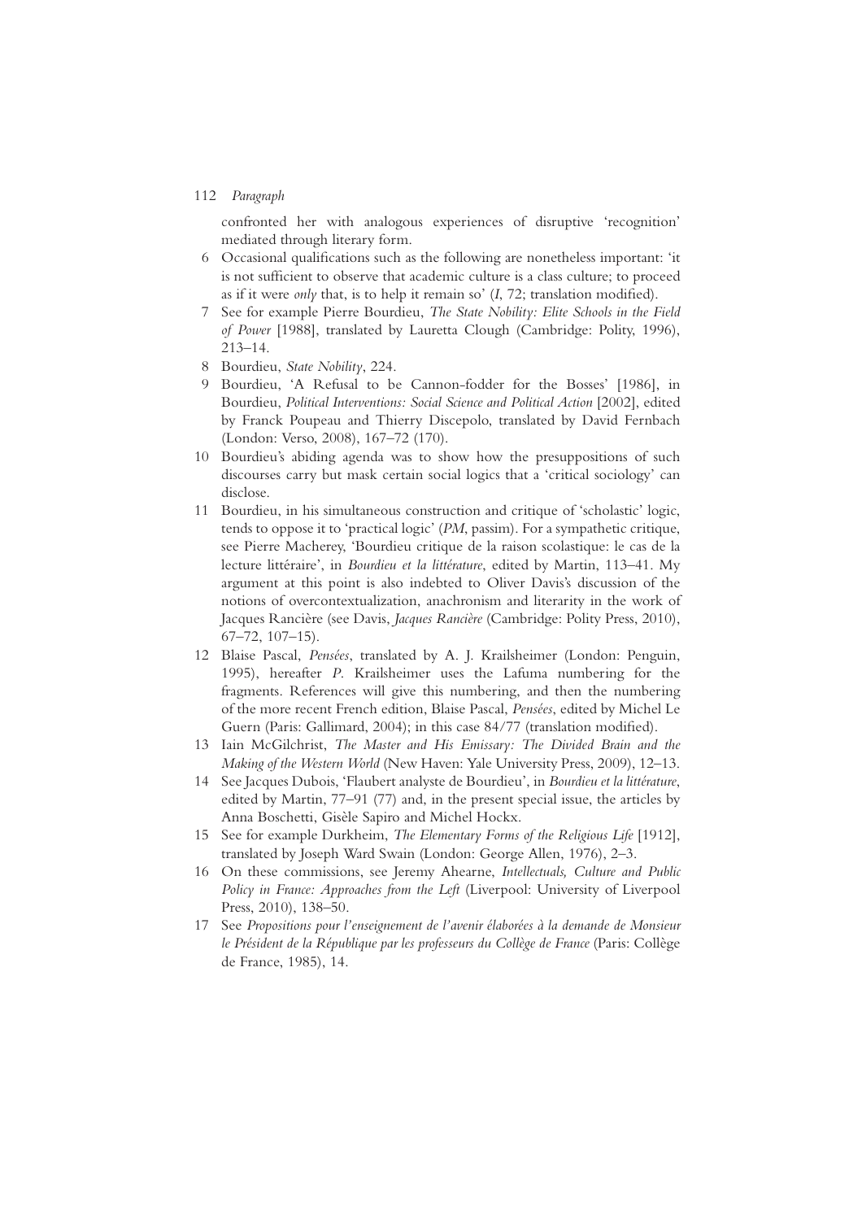confronted her with analogous experiences of disruptive 'recognition' mediated through literary form.

6 Occasional qualifications such as the following are nonetheless important: 'it is not sufficient to observe that academic culture is a class culture; to proceed as if it were *only* that, is to help it remain so' (*I*, 72; translation modified).

7 See for example Pierre Bourdieu, *The State Nobility: Elite Schools in the Field of Power* [1988], translated by Lauretta Clough (Cambridge: Polity, 1996), 213–14.

8 Bourdieu, *State Nobility*, 224.

9 Bourdieu, 'A Refusal to be Cannon-fodder for the Bosses' [1986], in Bourdieu, *Political Interventions: Social Science and Political Action* [2002], edited by Franck Poupeau and Thierry Discepolo, translated by David Fernbach (London: Verso, 2008), 167–72 (170).

10 Bourdieu's abiding agenda was to show how the presuppositions of such discourses carry but mask certain social logics that a 'critical sociology' can disclose.

11 Bourdieu, in his simultaneous construction and critique of 'scholastic' logic, tends to oppose it to 'practical logic' (*PM*, passim). For a sympathetic critique, see Pierre Macherey, 'Bourdieu critique de la raison scolastique: le cas de la lecture littéraire', in *Bourdieu et la littérature*, edited by Martin, 113–41. My argument at this point is also indebted to Oliver Davis's discussion of the notions of overcontextualization, anachronism and literarity in the work of Jacques Rancière (see Davis, *Jacques Rancière* (Cambridge: Polity Press, 2010), 67–72, 107–15).

12 Blaise Pascal, *Pensées*, translated by A. J. Krailsheimer (London: Penguin, 1995), hereafter *P*. Krailsheimer uses the Lafuma numbering for the fragments. References will give this numbering, and then the numbering of the more recent French edition, Blaise Pascal, *Pensées*, edited by Michel Le Guern (Paris: Gallimard, 2004); in this case 84/77 (translation modified).

13 Iain McGilchrist, *The Master and His Emissary: The Divided Brain and the Making of the Western World* (New Haven: Yale University Press, 2009), 12–13.

14 See Jacques Dubois, 'Flaubert analyste de Bourdieu', in *Bourdieu et la littérature*, edited by Martin, 77–91 (77) and, in the present special issue, the articles by Anna Boschetti, Gisèle Sapiro and Michel Hockx.

15 See for example Durkheim, *The Elementary Forms of the Religious Life* [1912], translated by Joseph Ward Swain (London: George Allen, 1976), 2–3.

16 On these commissions, see Jeremy Ahearne, *Intellectuals, Culture and Public Policy in France: Approaches from the Left* (Liverpool: University of Liverpool Press, 2010), 138–50.

17 See *Propositions pour l'enseignement de l'avenir élaborées à la demande de Monsieur le Président de la République par les professeurs du Collège de France* (Paris: Collège de France, 1985), 14.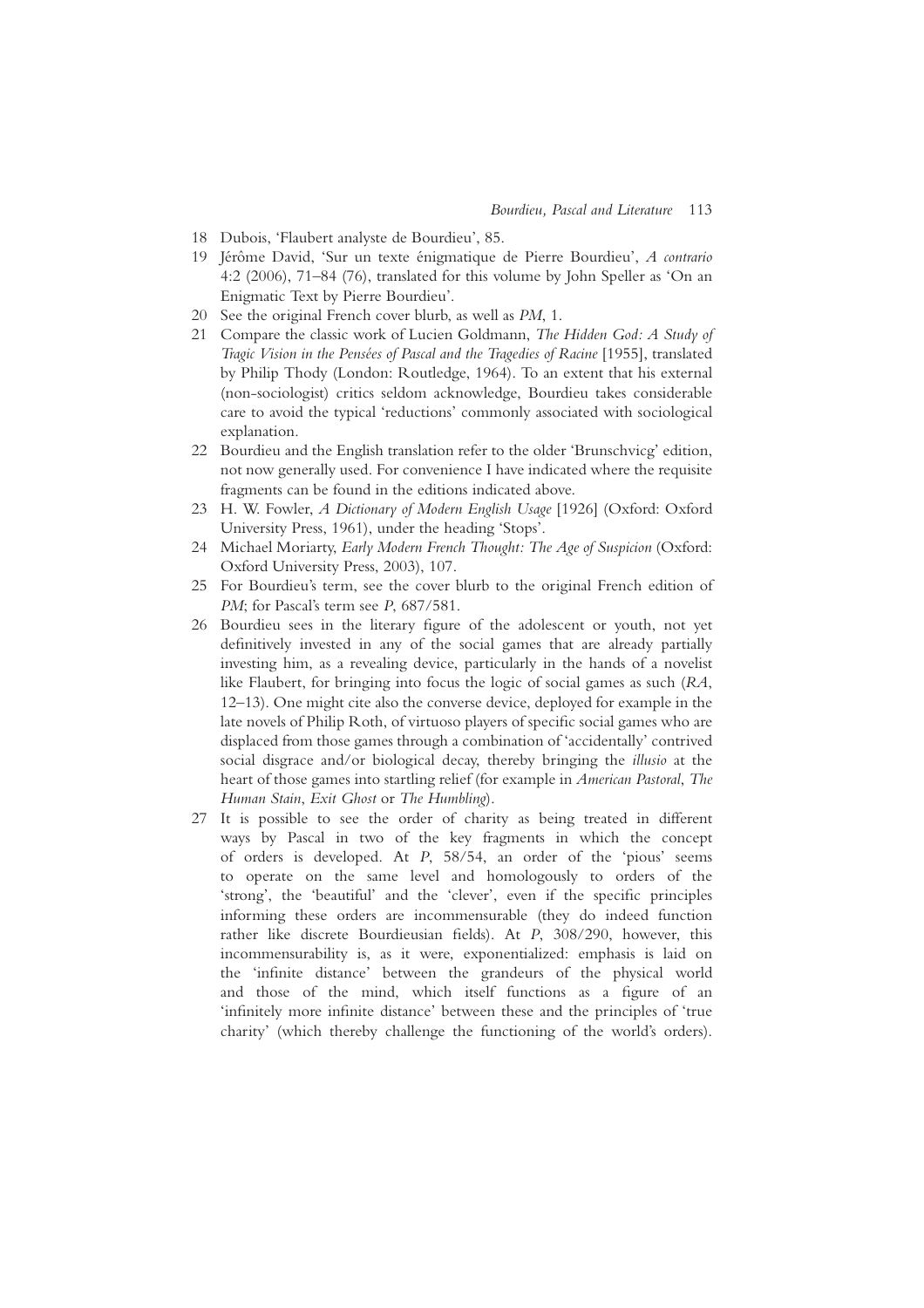18 Dubois, 'Flaubert analyste de Bourdieu', 85.

19 Jérôme David, 'Sur un texte énigmatique de Pierre Bourdieu', *A contrario* 4:2 (2006), 71–84 (76), translated for this volume by John Speller as 'On an Enigmatic Text by Pierre Bourdieu'.

20 See the original French cover blurb, as well as *PM*, 1.

21 Compare the classic work of Lucien Goldmann, *The Hidden God: A Study of Tragic Vision in the Pensées of Pascal and the Tragedies of Racine* [1955], translated by Philip Thody (London: Routledge, 1964). To an extent that his external (non-sociologist) critics seldom acknowledge, Bourdieu takes considerable care to avoid the typical 'reductions' commonly associated with sociological explanation.

22 Bourdieu and the English translation refer to the older 'Brunschvicg' edition, not now generally used. For convenience I have indicated where the requisite fragments can be found in the editions indicated above.

23 H. W. Fowler, *A Dictionary of Modern English Usage* [1926] (Oxford: Oxford University Press, 1961), under the heading 'Stops'.

24 Michael Moriarty, *Early Modern French Thought: The Age of Suspicion* (Oxford: Oxford University Press, 2003), 107.

25 For Bourdieu's term, see the cover blurb to the original French edition of *PM*; for Pascal's term see *P*, 687/581.

26 Bourdieu sees in the literary figure of the adolescent or youth, not yet definitively invested in any of the social games that are already partially investing him, as a revealing device, particularly in the hands of a novelist like Flaubert, for bringing into focus the logic of social games as such (*RA*, 12–13). One might cite also the converse device, deployed for example in the late novels of Philip Roth, of virtuoso players of specific social games who are displaced from those games through a combination of 'accidentally' contrived social disgrace and/or biological decay, thereby bringing the *illusio* at the heart of those games into startling relief (for example in *American Pastoral*, *The Human Stain*, *Exit Ghost* or *The Humbling*).

27 It is possible to see the order of charity as being treated in different ways by Pascal in two of the key fragments in which the concept of orders is developed. At *P*, 58/54, an order of the 'pious' seems to operate on the same level and homologously to orders of the 'strong', the 'beautiful' and the 'clever', even if the specific principles informing these orders are incommensurable (they do indeed function rather like discrete Bourdieusian fields). At *P*, 308/290, however, this incommensurability is, as it were, exponentialized: emphasis is laid on the 'infinite distance' between the grandeurs of the physical world and those of the mind, which itself functions as a figure of an 'infinitely more infinite distance' between these and the principles of 'true charity' (which thereby challenge the functioning of the world's orders).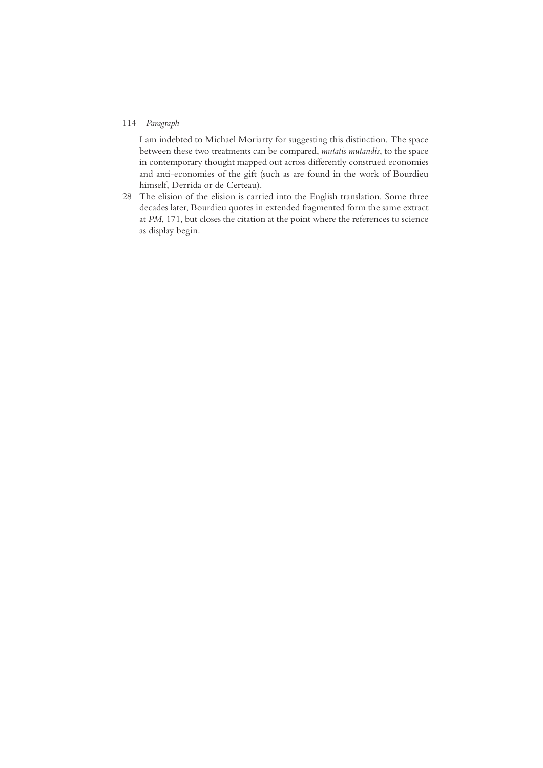I am indebted to Michael Moriarty for suggesting this distinction. The space between these two treatments can be compared, *mutatis mutandis*, to the space in contemporary thought mapped out across differently construed economies and anti-economies of the gift (such as are found in the work of Bourdieu himself, Derrida or de Certeau).

28 The elision of the elision is carried into the English translation. Some three decades later, Bourdieu quotes in extended fragmented form the same extract at *PM*, 171, but closes the citation at the point where the references to science as display begin.